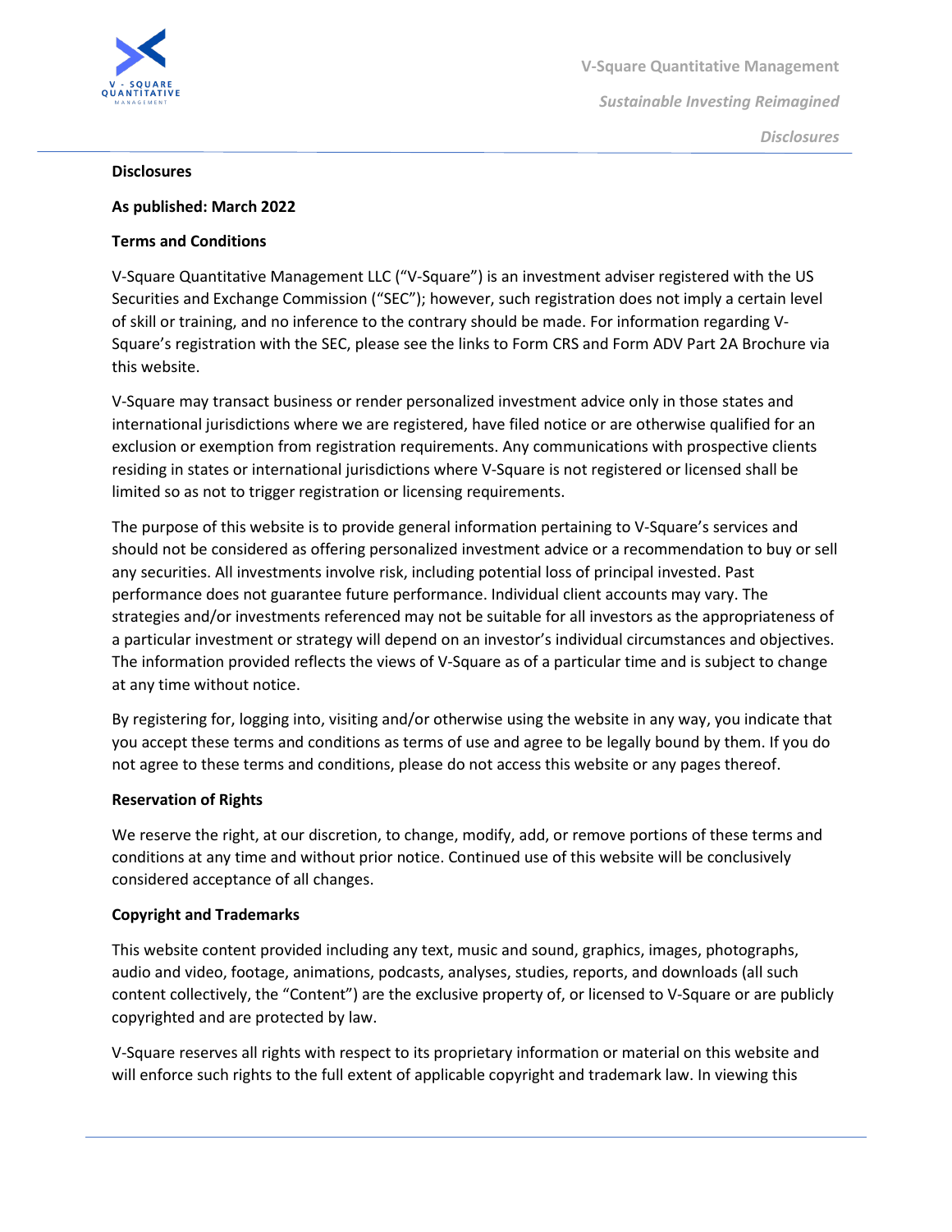# Disclosures

**As published: March 2022**

## Terms and Conditions

V-Square Quantitative Management LLC ("V-Square") is an investment adviser registered with the US Securities and Exchange Commission ("SEC"); however, such registration does not imply a certain level of skill or training, and no inference to the contrary should be made. For information regarding V-Square's registration with the SEC, please see the links to Form CRS and Form ADV Part 2A Brochure via this website.

V-Square may transact business or render personalized investment advice only in those states and international jurisdictions where we are registered, have filed notice or are otherwise qualified for an exclusion or exemption from registration requirements. Any communications with prospective clients residing in states or international jurisdictions where V-Square is not registered or licensed shall be limited so as not to trigger registration or licensing requirements.

The purpose of this website is to provide general information pertaining to V-Square's services and should not be considered as offering personalized investment advice or a recommendation to buy or sell any securities. All investments involve risk, including potential loss of principal invested. Past performance does not guarantee future performance. Individual client accounts may vary. The strategies and/or investments referenced may not be suitable for all investors as the appropriateness of a particular investment or strategy will depend on an investor's individual circumstances and objectives. The information provided reflects the views of V-Square as of a particular time and is subject to change at any time without notice.

By registering for, logging into, visiting and/or otherwise using the website in any way, you indicate that you accept these terms and conditions as terms of use and agree to be legally bound by them. If you do not agree to these terms and conditions, please do not access this website or any pages thereof.

## Reservation of Rights

We reserve the right, at our discretion, to change, modify, add, or remove portions of these terms and conditions at any time and without prior notice. Continued use of this website will be conclusively considered acceptance of all changes.

## Copyright and Trademarks

This website content provided including any text, music and sound, graphics, images, photographs, audio and video, footage, animations, podcasts, analyses, studies, reports, and downloads (all such content collectively, the "Content") are the exclusive property of, or licensed to V-Square or are publicly copyrighted and are protected by law.

V-Square reserves all rights with respect to its proprietary information or material on this website and will enforce such rights to the full extent of applicable copyright and trademark law. In viewing this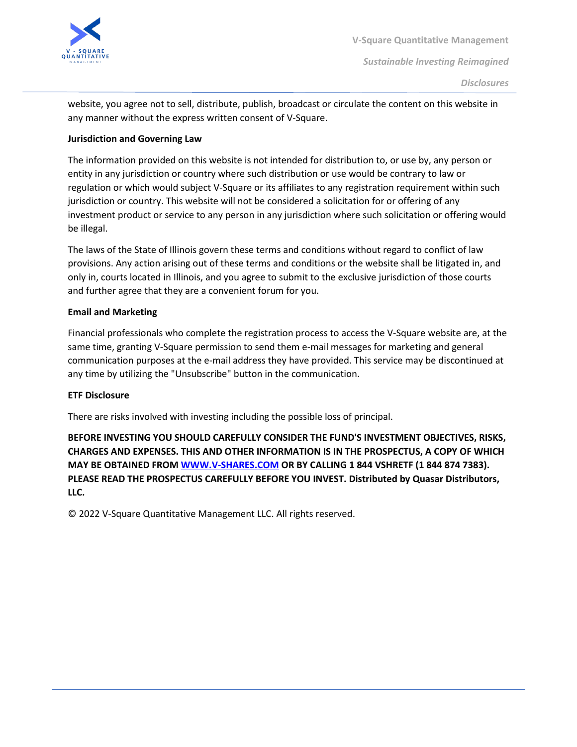website, you agree not to sell, distribute, publish, broadcast or circulate the content on this website in any manner without the express written consent of V-Square.

**Jurisdiction and Governing Law**

The information provided on this website is not intended for distribution to, or use by, any person or entity in any jurisdiction or country where such distribution or use would be contrary to law or regulation or which would subject V-Square or its affiliates to any registration requirement within such jurisdiction or country. This website will not be considered a solicitation for or offering of any investment product or service to any person in any jurisdiction where such solicitation or offering would be illegal.

The laws of the State of Illinois govern these terms and conditions without regard to conflict of law provisions. Any action arising out of these terms and conditions or the website shall be litigated in, and only in, courts located in Illinois, and you agree to submit to the exclusive jurisdiction of those courts and further agree that they are a convenient forum for you.

**Email and Marketing**

Financial professionals who complete the registration process to access the V-Square website are, at the same time, granting V-Square permission to send them e-mail messages for marketing and general communication purposes at the e-mail address they have provided. This service may be discontinued at any time by utilizing the "Unsubscribe" button in the communication.

**ETF Disclosure**

There are risks involved with investing including the possible loss of principal.

**BEFORE INVESTING YOU SHOULD CAREFULLY CONSIDER THE FUND'S INVESTMENT OBJECTIVES, RISKS, CHARGES AND EXPENSES. THIS AND OTHER INFORMATION IS IN THE PROSPECTUS, A COPY OF WHICH MAY BE OBTAINED FROM [WWW.V-SHARES.COM](http://WWW.V-SHARES.COM) OR BY CALLING 1 844 VSHRETF (1 844 874 7383). PLEASE READ THE PROSPECTUS CAREFULLY BEFORE YOU INVEST. Distributed by Quasar Distributors, LLC.**

© 2022 V-Square Quantitative Management LLC. All rights reserved.